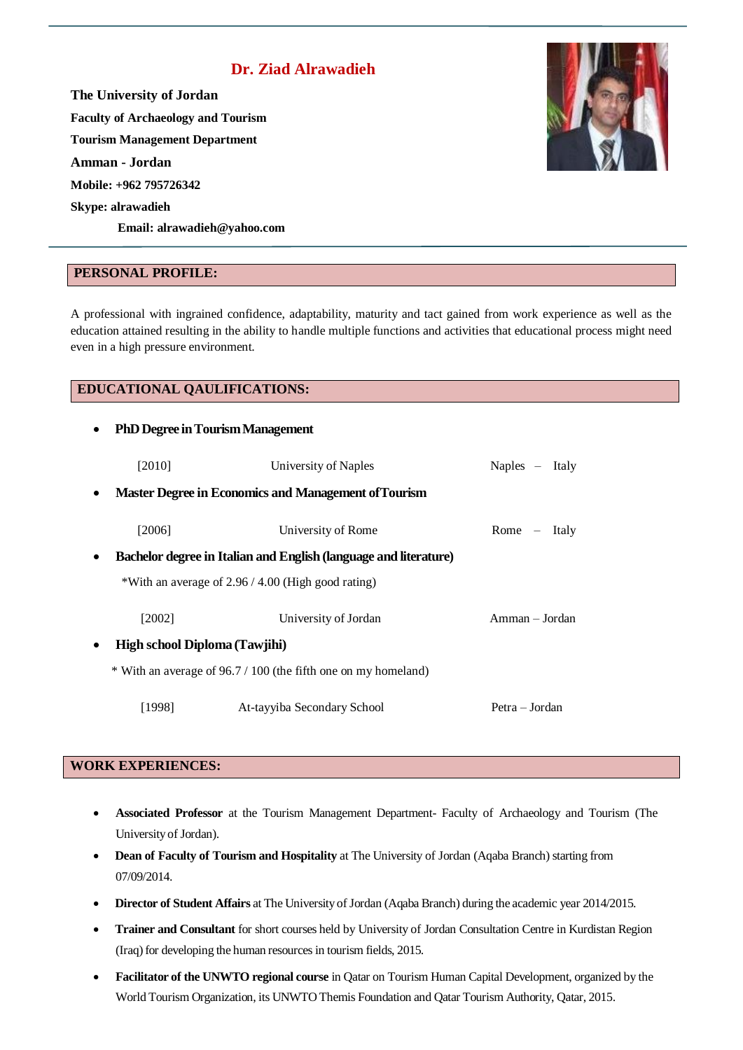# Dr. Ziad Alrawadieh

**The University of Jordan**

**Faculty of Archaeology and Tourism**

**Tourism Management Department**

**Amman - Jordan**

**Mobile: +962 795726342**

**Skype: alrawadieh**

**Email: alrawadieh@yahoo.com**

## PERSONAL PROFILE:

A professional with ingrained confidence, adaptability, maturity and tact gained from work experience as well as the education attained resulting in the ability to handle multiple functions and activities that educational process might need even in a high pressure environment.

## EDUCATIONAL QAULIFICATIONS:

- **PhD Degree in Tourism Management**

  [2010] University of Naples Naples – Italy

- **Master Degree in Economics and Management of Tourism**

  [2006] University of Rome Rome – Italy

- **Bachelor degree in Italian and English (language and literature)**

  *With an average of 2.96 / 4.00 (High good rating)

  [2002] University of Jordan Amman – Jordan

- **High school Diploma (Tawjihi)**

  * With an average of 96.7 / 100 (the fifth one on my homeland)

  [1998] At-tayyiba Secondary School Petra – Jordan

## WORK EXPERIENCES:

- **Associated Professor** at the Tourism Management Department- Faculty of Archaeology and Tourism (The University of Jordan).
- **Dean of Faculty of Tourism and Hospitality** at The University of Jordan (Aqaba Branch) starting from 07/09/2014.
- **Director of Student Affairs** at The University of Jordan (Aqaba Branch) during the academic year 2014/2015.
- **Trainer and Consultant** for short courses held by University of Jordan Consultation Centre in Kurdistan Region (Iraq) for developing the human resources in tourism fields, 2015.
- **Facilitator of the UNWTO regional course** in Qatar on Tourism Human Capital Development, organized by the World Tourism Organization, its UNWTO Themis Foundation and Qatar Tourism Authority, Qatar, 2015.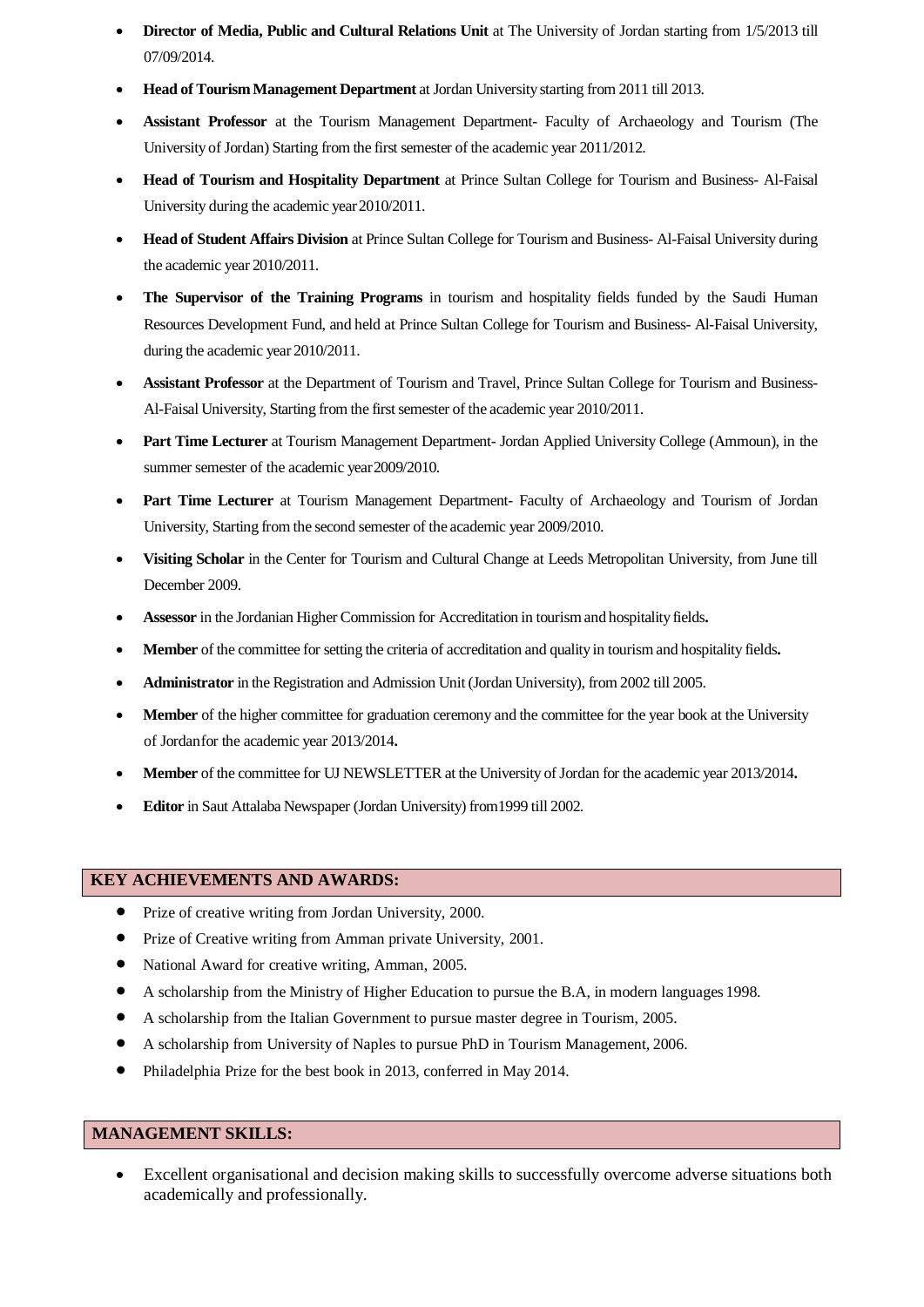- **Director of Media, Public and Cultural Relations Unit** at The University of Jordan starting from 1/5/2013 till 07/09/2014.
- **Head of Tourism Management Department** at Jordan University starting from 2011 till 2013.
- **Assistant Professor** at the Tourism Management Department- Faculty of Archaeology and Tourism (The University of Jordan) Starting from the first semester of the academic year 2011/2012.
- **Head of Tourism and Hospitality Department** at Prince Sultan College for Tourism and Business- Al-Faisal University during the academic year 2010/2011.
- **Head of Student Affairs Division** at Prince Sultan College for Tourism and Business- Al-Faisal University during the academic year 2010/2011.
- **The Supervisor of the Training Programs** in tourism and hospitality fields funded by the Saudi Human Resources Development Fund, and held at Prince Sultan College for Tourism and Business- Al-Faisal University, during the academic year 2010/2011.
- **Assistant Professor** at the Department of Tourism and Travel, Prince Sultan College for Tourism and Business- Al-Faisal University, Starting from the first semester of the academic year 2010/2011.
- **Part Time Lecturer** at Tourism Management Department- Jordan Applied University College (Ammoun), in the summer semester of the academic year 2009/2010.
- **Part Time Lecturer** at Tourism Management Department- Faculty of Archaeology and Tourism of Jordan University, Starting from the second semester of the academic year 2009/2010.
- **Visiting Scholar** in the Center for Tourism and Cultural Change at Leeds Metropolitan University, from June till December 2009.
- **Assessor** in the Jordanian Higher Commission for Accreditation in tourism and hospitality fields**.**
- **Member** of the committee for setting the criteria of accreditation and quality in tourism and hospitality fields**.**
- **Administrator** in the Registration and Admission Unit (Jordan University), from 2002 till 2005.
- **Member** of the higher committee for graduation ceremony and the committee for the year book at the University of Jordanfor the academic year 2013/2014**.**
- **Member** of the committee for UJ NEWSLETTER at the University of Jordan for the academic year 2013/2014**.**
- **Editor** in Saut Attalaba Newspaper (Jordan University) from1999 till 2002.

## KEY ACHIEVEMENTS AND AWARDS:

- Prize of creative writing from Jordan University, 2000.
- Prize of Creative writing from Amman private University, 2001.
- National Award for creative writing, Amman, 2005.
- A scholarship from the Ministry of Higher Education to pursue the B.A, in modern languages 1998.
- A scholarship from the Italian Government to pursue master degree in Tourism, 2005.
- A scholarship from University of Naples to pursue PhD in Tourism Management, 2006.
- Philadelphia Prize for the best book in 2013, conferred in May 2014.

## MANAGEMENT SKILLS:

- Excellent organisational and decision making skills to successfully overcome adverse situations both academically and professionally.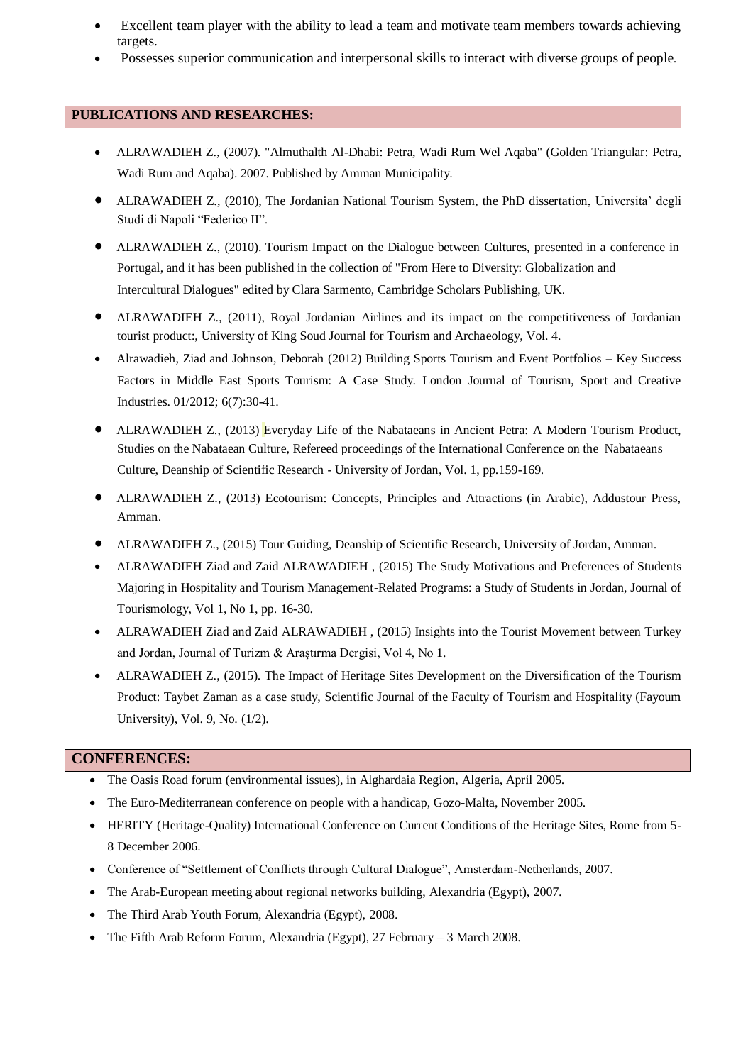- Excellent team player with the ability to lead a team and motivate team members towards achieving targets.
- Possesses superior communication and interpersonal skills to interact with diverse groups of people.

## PUBLICATIONS AND RESEARCHES:

- ALRAWADIEH Z., (2007). "Almuthalth Al-Dhabi: Petra, Wadi Rum Wel Aqaba" (Golden Triangular: Petra, Wadi Rum and Aqaba). 2007. Published by Amman Municipality.
- ALRAWADIEH Z., (2010), The Jordanian National Tourism System, the PhD dissertation, Universita' degli Studi di Napoli "Federico II".
- ALRAWADIEH Z., (2010). Tourism Impact on the Dialogue between Cultures, presented in a conference in Portugal, and it has been published in the collection of "From Here to Diversity: Globalization and Intercultural Dialogues" edited by Clara Sarmento, Cambridge Scholars Publishing, UK.
- ALRAWADIEH Z., (2011), Royal Jordanian Airlines and its impact on the competitiveness of Jordanian tourist product:, University of King Soud Journal for Tourism and Archaeology, Vol. 4.
- Alrawadieh, Ziad and Johnson, Deborah (2012) Building Sports Tourism and Event Portfolios – Key Success Factors in Middle East Sports Tourism: A Case Study. London Journal of Tourism, Sport and Creative Industries. 01/2012; 6(7):30-41.
- ALRAWADIEH Z., (2013) Everyday Life of the Nabataeans in Ancient Petra: A Modern Tourism Product, Studies on the Nabataean Culture, Refereed proceedings of the International Conference on the Nabataeans Culture, Deanship of Scientific Research - University of Jordan, Vol. 1, pp.159-169.
- ALRAWADIEH Z., (2013) Ecotourism: Concepts, Principles and Attractions (in Arabic), Addustour Press, Amman.
- ALRAWADIEH Z., (2015) Tour Guiding, Deanship of Scientific Research, University of Jordan, Amman.
- ALRAWADIEH Ziad and Zaid ALRAWADIEH , (2015) The Study Motivations and Preferences of Students Majoring in Hospitality and Tourism Management-Related Programs: a Study of Students in Jordan, Journal of Tourismology, Vol 1, No 1, pp. 16-30.
- ALRAWADIEH Ziad and Zaid ALRAWADIEH , (2015) Insights into the Tourist Movement between Turkey and Jordan, Journal of Turizm & Araştırma Dergisi, Vol 4, No 1.
- ALRAWADIEH Z., (2015). The Impact of Heritage Sites Development on the Diversification of the Tourism Product: Taybet Zaman as a case study, Scientific Journal of the Faculty of Tourism and Hospitality (Fayoum University), Vol. 9, No. (1/2).

## CONFERENCES:

- The Oasis Road forum (environmental issues), in Alghardaia Region, Algeria, April 2005.
- The Euro-Mediterranean conference on people with a handicap, Gozo-Malta, November 2005.
- HERITY (Heritage-Quality) International Conference on Current Conditions of the Heritage Sites, Rome from 5-8 December 2006.
- Conference of "Settlement of Conflicts through Cultural Dialogue", Amsterdam-Netherlands, 2007.
- The Arab-European meeting about regional networks building, Alexandria (Egypt), 2007.
- The Third Arab Youth Forum, Alexandria (Egypt), 2008.
- The Fifth Arab Reform Forum, Alexandria (Egypt), 27 February – 3 March 2008.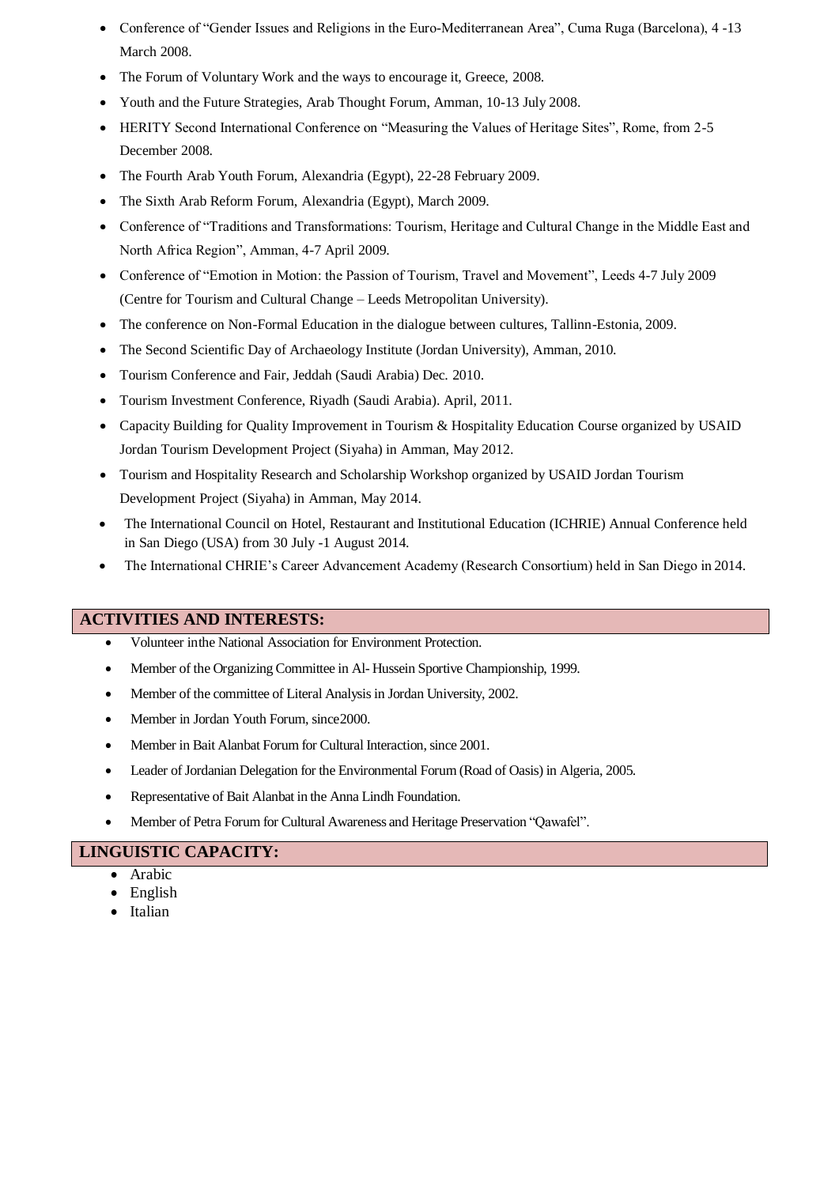- Conference of "Gender Issues and Religions in the Euro-Mediterranean Area", Cuma Ruga (Barcelona), 4 -13 March 2008.
- The Forum of Voluntary Work and the ways to encourage it, Greece, 2008.
- Youth and the Future Strategies, Arab Thought Forum, Amman, 10-13 July 2008.
- HERITY Second International Conference on "Measuring the Values of Heritage Sites", Rome, from 2-5 December 2008.
- The Fourth Arab Youth Forum, Alexandria (Egypt), 22-28 February 2009.
- The Sixth Arab Reform Forum, Alexandria (Egypt), March 2009.
- Conference of "Traditions and Transformations: Tourism, Heritage and Cultural Change in the Middle East and North Africa Region", Amman, 4-7 April 2009.
- Conference of "Emotion in Motion: the Passion of Tourism, Travel and Movement", Leeds 4-7 July 2009 (Centre for Tourism and Cultural Change – Leeds Metropolitan University).
- The conference on Non-Formal Education in the dialogue between cultures, Tallinn-Estonia, 2009.
- The Second Scientific Day of Archaeology Institute (Jordan University), Amman, 2010.
- Tourism Conference and Fair, Jeddah (Saudi Arabia) Dec. 2010.
- Tourism Investment Conference, Riyadh (Saudi Arabia). April, 2011.
- Capacity Building for Quality Improvement in Tourism & Hospitality Education Course organized by USAID Jordan Tourism Development Project (Siyaha) in Amman, May 2012.
- Tourism and Hospitality Research and Scholarship Workshop organized by USAID Jordan Tourism Development Project (Siyaha) in Amman, May 2014.
- The International Council on Hotel, Restaurant and Institutional Education (ICHRIE) Annual Conference held in San Diego (USA) from 30 July -1 August 2014.
- The International CHRIE's Career Advancement Academy (Research Consortium) held in San Diego in 2014.

## ACTIVITIES AND INTERESTS:

- Volunteer inthe National Association for Environment Protection.
- Member of the Organizing Committee in Al- Hussein Sportive Championship, 1999.
- Member of the committee of Literal Analysis in Jordan University, 2002.
- Member in Jordan Youth Forum, since2000.
- Member in Bait Alanbat Forum for Cultural Interaction, since 2001.
- Leader of Jordanian Delegation for the Environmental Forum (Road of Oasis) in Algeria, 2005.
- Representative of Bait Alanbat in the Anna Lindh Foundation.
- Member of Petra Forum for Cultural Awareness and Heritage Preservation "Qawafel".

## LINGUISTIC CAPACITY:

- Arabic
- English
- Italian